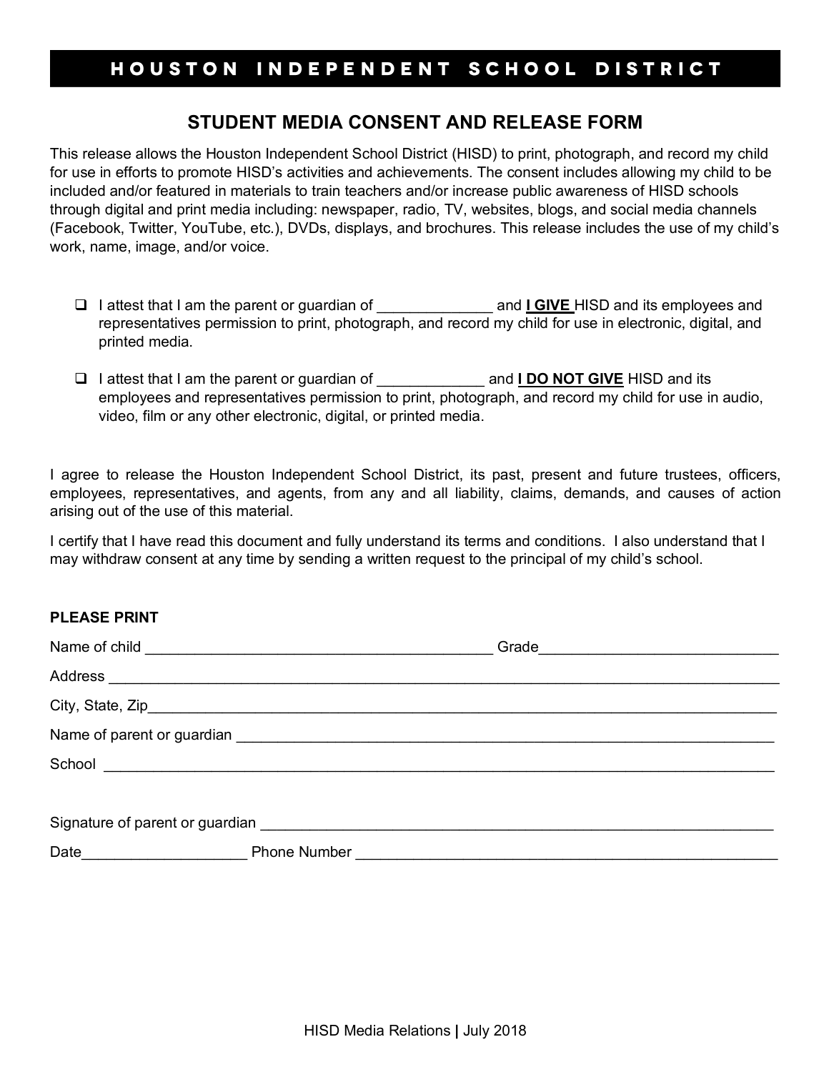# HOUSTON INDEPENDENT SCHOOL DISTRICT

## STUDENT MEDIA CONSENT AND RELEASE FORM

This release allows the Houston Independent School District (HISD) to print, photograph, and record my child for use in efforts to promote HISD's activities and achievements. The consent includes allowing my child to be included and/or featured in materials to train teachers and/or increase public awareness of HISD schools through digital and print media including: newspaper, radio, TV, websites, blogs, and social media channels (Facebook, Twitter, YouTube, etc.), DVDs, displays, and brochures. This release includes the use of my child's work, name, image, and/or voice.

- ☐ I attest that I am the parent or guardian of ______________ and **I GIVE** HISD and its employees and representatives permission to print, photograph, and record my child for use in electronic, digital, and printed media.

- ☐ I attest that I am the parent or guardian of _____________ and **I DO NOT GIVE** HISD and its employees and representatives permission to print, photograph, and record my child for use in audio, video, film or any other electronic, digital, or printed media.

I agree to release the Houston Independent School District, its past, present and future trustees, officers, employees, representatives, and agents, from any and all liability, claims, demands, and causes of action arising out of the use of this material.

I certify that I have read this document and fully understand its terms and conditions. I also understand that I may withdraw consent at any time by sending a written request to the principal of my child's school.

**PLEASE PRINT**

Name of child __________________________________________ Grade____________________________

Address ________________________________________________________________________________

City, State, Zip__________________________________________________________________________

Name of parent or guardian _________________________________________________________________

School _________________________________________________________________________________

Signature of parent or guardian ______________________________________________________________

Date____________________ Phone Number ___________________________________________________

HISD Media Relations | July 2018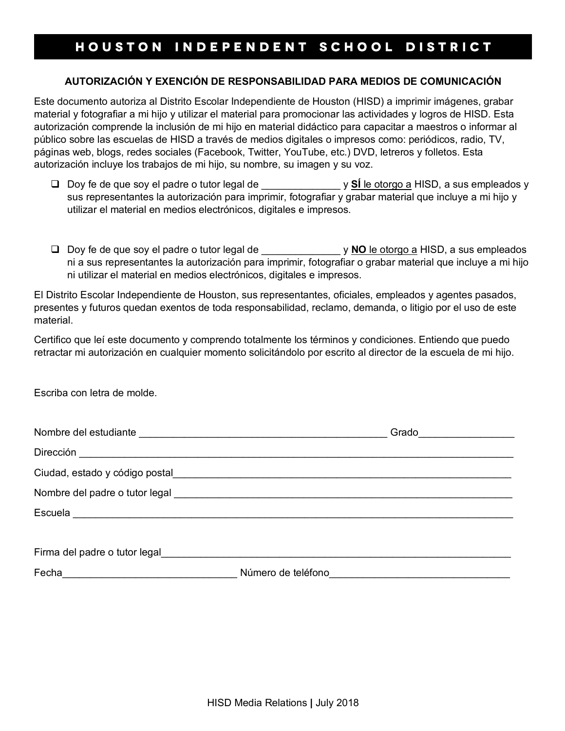# HOUSTON INDEPENDENT SCHOOL DISTRICT

## AUTORIZACIÓN Y EXENCIÓN DE RESPONSABILIDAD PARA MEDIOS DE COMUNICACIÓN

Este documento autoriza al Distrito Escolar Independiente de Houston (HISD) a imprimir imágenes, grabar material y fotografiar a mi hijo y utilizar el material para promocionar las actividades y logros de HISD. Esta autorización comprende la inclusión de mi hijo en material didáctico para capacitar a maestros o informar al público sobre las escuelas de HISD a través de medios digitales o impresos como: periódicos, radio, TV, páginas web, blogs, redes sociales (Facebook, Twitter, YouTube, etc.) DVD, letreros y folletos. Esta autorización incluye los trabajos de mi hijo, su nombre, su imagen y su voz.

- ❑ Doy fe de que soy el padre o tutor legal de ______________ y **SÍ** le otorgo a HISD, a sus empleados y sus representantes la autorización para imprimir, fotografiar y grabar material que incluye a mi hijo y utilizar el material en medios electrónicos, digitales e impresos.

- ❑ Doy fe de que soy el padre o tutor legal de ______________ y **NO** le otorgo a HISD, a sus empleados ni a sus representantes la autorización para imprimir, fotografiar o grabar material que incluye a mi hijo ni utilizar el material en medios electrónicos, digitales e impresos.

El Distrito Escolar Independiente de Houston, sus representantes, oficiales, empleados y agentes pasados, presentes y futuros quedan exentos de toda responsabilidad, reclamo, demanda, o litigio por el uso de este material.

Certifico que leí este documento y comprendo totalmente los términos y condiciones. Entiendo que puedo retractar mi autorización en cualquier momento solicitándolo por escrito al director de la escuela de mi hijo.

Escriba con letra de molde.

Nombre del estudiante ____________________________________________ Grado_________________

Dirección ______________________________________________________________________________

Ciudad, estado y código postal____________________________________________________________

Nombre del padre o tutor legal ___________________________________________________________

Escuela _______________________________________________________________________________

Firma del padre o tutor legal______________________________________________________________

Fecha______________________________ Número de teléfono________________________________

HISD Media Relations | July 2018